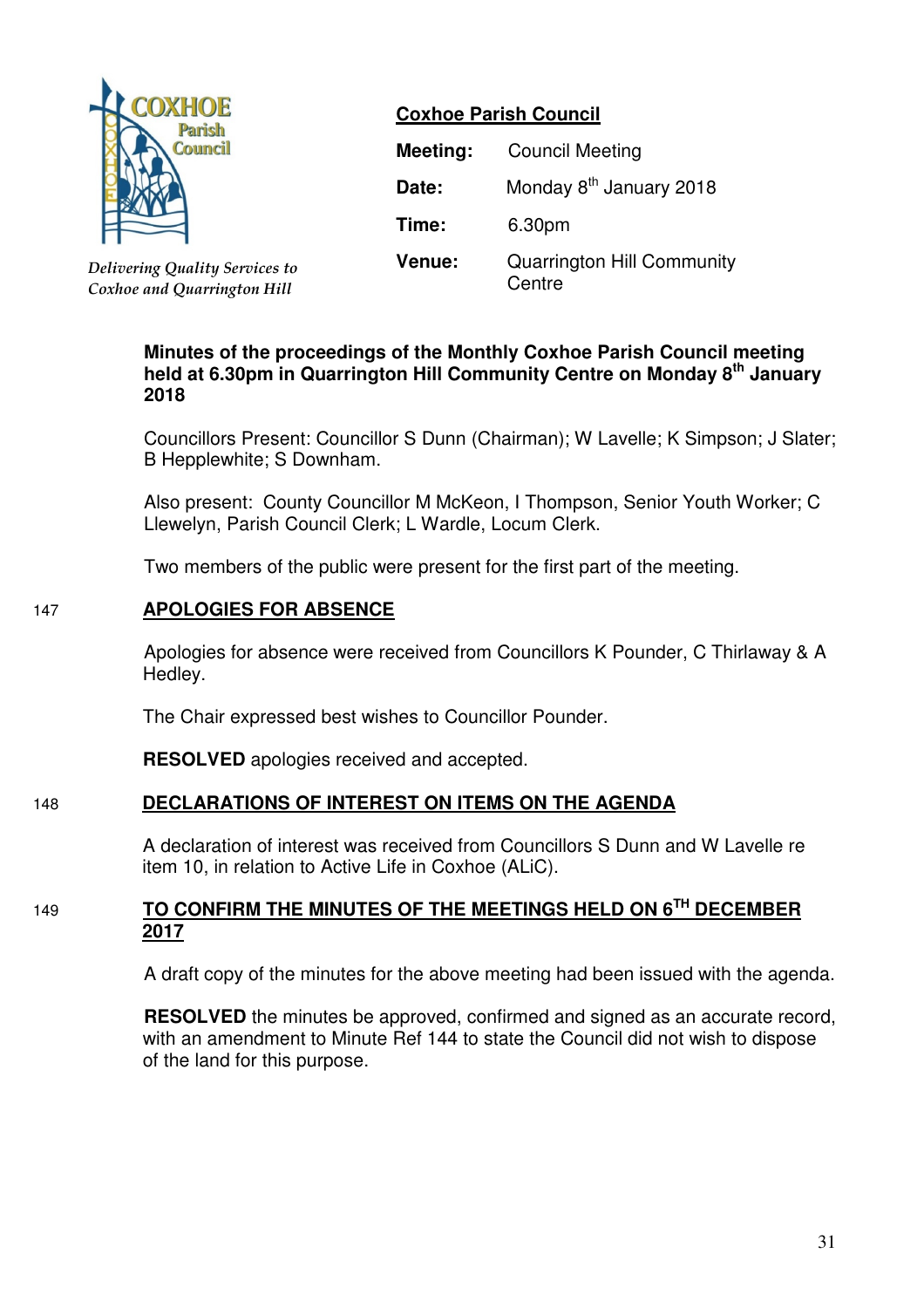**Coxhoe Parish Council**

*Delivering Quality Services to Coxhoe and Quarrington Hill*

| | |
|---|---|
| **Meeting:** | Council Meeting |
| **Date:** | Monday 8th January 2018 |
| **Time:** | 6.30pm |
| **Venue:** | Quarrington Hill Community Centre |

**Minutes of the proceedings of the Monthly Coxhoe Parish Council meeting held at 6.30pm in Quarrington Hill Community Centre on Monday 8th January 2018**

Councillors Present: Councillor S Dunn (Chairman); W Lavelle; K Simpson; J Slater; B Hepplewhite; S Downham.

Also present: County Councillor M McKeon, I Thompson, Senior Youth Worker; C Llewelyn, Parish Council Clerk; L Wardle, Locum Clerk.

Two members of the public were present for the first part of the meeting.

## 147 APOLOGIES FOR ABSENCE

Apologies for absence were received from Councillors K Pounder, C Thirlaway & A Hedley.

The Chair expressed best wishes to Councillor Pounder.

**RESOLVED** apologies received and accepted.

## 148 DECLARATIONS OF INTEREST ON ITEMS ON THE AGENDA

A declaration of interest was received from Councillors S Dunn and W Lavelle re item 10, in relation to Active Life in Coxhoe (ALiC).

## 149 TO CONFIRM THE MINUTES OF THE MEETINGS HELD ON 6TH DECEMBER 2017

A draft copy of the minutes for the above meeting had been issued with the agenda.

**RESOLVED** the minutes be approved, confirmed and signed as an accurate record, with an amendment to Minute Ref 144 to state the Council did not wish to dispose of the land for this purpose.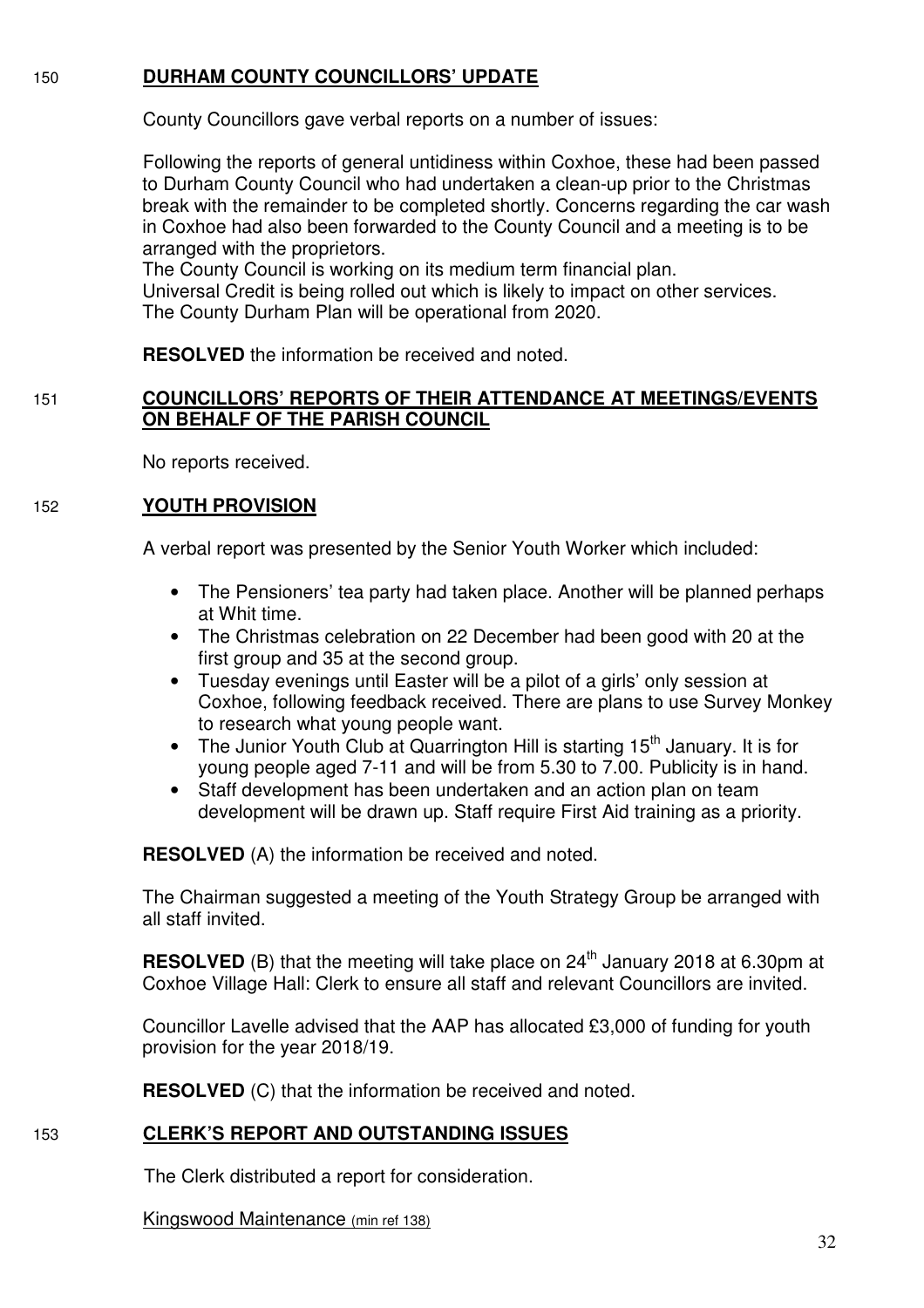## 150 DURHAM COUNTY COUNCILLORS' UPDATE

County Councillors gave verbal reports on a number of issues:

Following the reports of general untidiness within Coxhoe, these had been passed to Durham County Council who had undertaken a clean-up prior to the Christmas break with the remainder to be completed shortly. Concerns regarding the car wash in Coxhoe had also been forwarded to the County Council and a meeting is to be arranged with the proprietors.
The County Council is working on its medium term financial plan.
Universal Credit is being rolled out which is likely to impact on other services.
The County Durham Plan will be operational from 2020.

**RESOLVED** the information be received and noted.

## 151 COUNCILLORS' REPORTS OF THEIR ATTENDANCE AT MEETINGS/EVENTS ON BEHALF OF THE PARISH COUNCIL

No reports received.

## 152 YOUTH PROVISION

A verbal report was presented by the Senior Youth Worker which included:

- The Pensioners' tea party had taken place. Another will be planned perhaps at Whit time.
- The Christmas celebration on 22 December had been good with 20 at the first group and 35 at the second group.
- Tuesday evenings until Easter will be a pilot of a girls' only session at Coxhoe, following feedback received. There are plans to use Survey Monkey to research what young people want.
- The Junior Youth Club at Quarrington Hill is starting 15th January. It is for young people aged 7-11 and will be from 5.30 to 7.00. Publicity is in hand.
- Staff development has been undertaken and an action plan on team development will be drawn up. Staff require First Aid training as a priority.

**RESOLVED** (A) the information be received and noted.

The Chairman suggested a meeting of the Youth Strategy Group be arranged with all staff invited.

**RESOLVED** (B) that the meeting will take place on 24th January 2018 at 6.30pm at Coxhoe Village Hall: Clerk to ensure all staff and relevant Councillors are invited.

Councillor Lavelle advised that the AAP has allocated £3,000 of funding for youth provision for the year 2018/19.

**RESOLVED** (C) that the information be received and noted.

## 153 CLERK'S REPORT AND OUTSTANDING ISSUES

The Clerk distributed a report for consideration.

Kingswood Maintenance (min ref 138)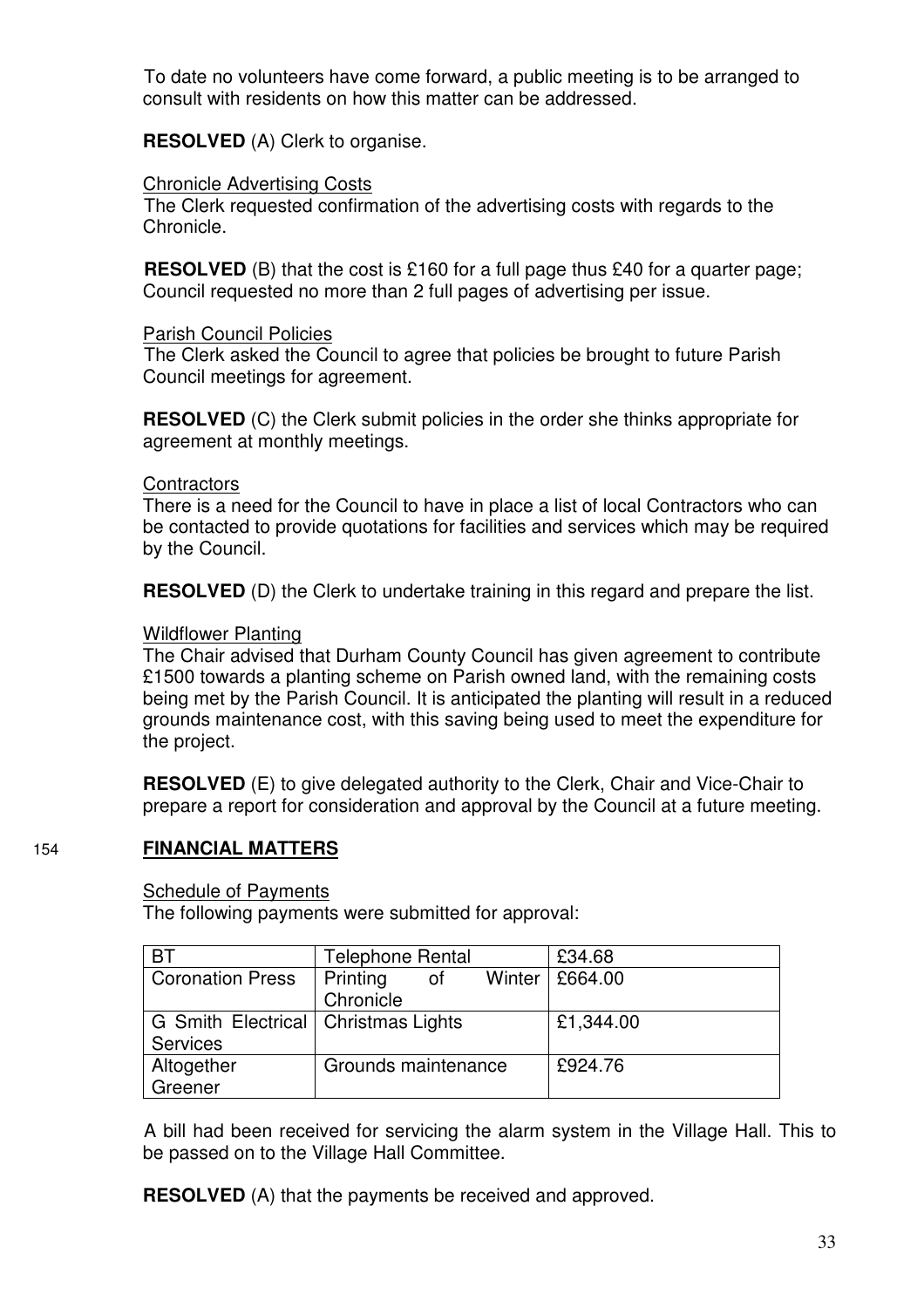To date no volunteers have come forward, a public meeting is to be arranged to consult with residents on how this matter can be addressed.

**RESOLVED** (A) Clerk to organise.

Chronicle Advertising Costs

The Clerk requested confirmation of the advertising costs with regards to the Chronicle.

**RESOLVED** (B) that the cost is £160 for a full page thus £40 for a quarter page; Council requested no more than 2 full pages of advertising per issue.

Parish Council Policies

The Clerk asked the Council to agree that policies be brought to future Parish Council meetings for agreement.

**RESOLVED** (C) the Clerk submit policies in the order she thinks appropriate for agreement at monthly meetings.

Contractors

There is a need for the Council to have in place a list of local Contractors who can be contacted to provide quotations for facilities and services which may be required by the Council.

**RESOLVED** (D) the Clerk to undertake training in this regard and prepare the list.

Wildflower Planting

The Chair advised that Durham County Council has given agreement to contribute £1500 towards a planting scheme on Parish owned land, with the remaining costs being met by the Parish Council. It is anticipated the planting will result in a reduced grounds maintenance cost, with this saving being used to meet the expenditure for the project.

**RESOLVED** (E) to give delegated authority to the Clerk, Chair and Vice-Chair to prepare a report for consideration and approval by the Council at a future meeting.

154 **FINANCIAL MATTERS**

Schedule of Payments

The following payments were submitted for approval:

| BT | Telephone Rental | £34.68 |
|---|---|---|
| Coronation Press | Printing of Winter Chronicle | £664.00 |
| G Smith Electrical Services | Christmas Lights | £1,344.00 |
| Altogether Greener | Grounds maintenance | £924.76 |

A bill had been received for servicing the alarm system in the Village Hall. This to be passed on to the Village Hall Committee.

**RESOLVED** (A) that the payments be received and approved.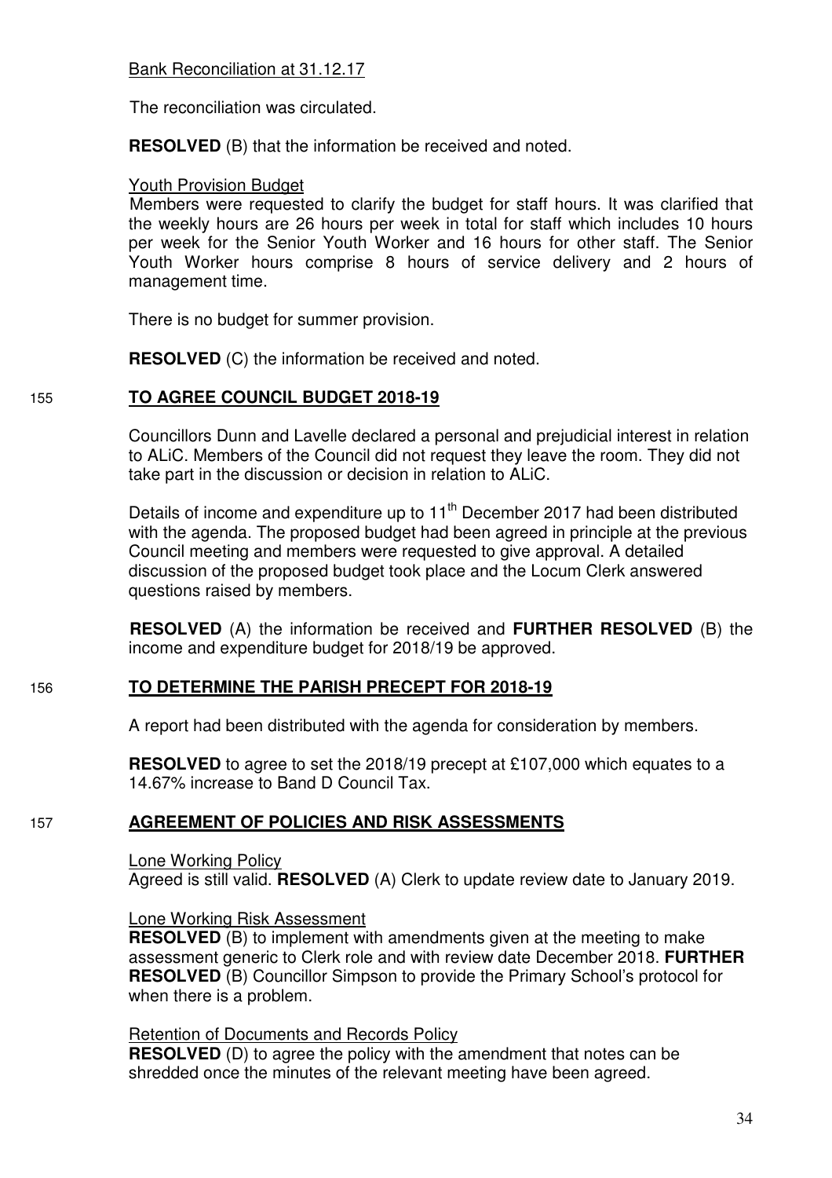Bank Reconciliation at 31.12.17

The reconciliation was circulated.

**RESOLVED** (B) that the information be received and noted.

Youth Provision Budget

Members were requested to clarify the budget for staff hours. It was clarified that the weekly hours are 26 hours per week in total for staff which includes 10 hours per week for the Senior Youth Worker and 16 hours for other staff. The Senior Youth Worker hours comprise 8 hours of service delivery and 2 hours of management time.

There is no budget for summer provision.

**RESOLVED** (C) the information be received and noted.

## 155 TO AGREE COUNCIL BUDGET 2018-19

Councillors Dunn and Lavelle declared a personal and prejudicial interest in relation to ALiC. Members of the Council did not request they leave the room. They did not take part in the discussion or decision in relation to ALiC.

Details of income and expenditure up to 11th December 2017 had been distributed with the agenda. The proposed budget had been agreed in principle at the previous Council meeting and members were requested to give approval. A detailed discussion of the proposed budget took place and the Locum Clerk answered questions raised by members.

**RESOLVED** (A) the information be received and **FURTHER RESOLVED** (B) the income and expenditure budget for 2018/19 be approved.

## 156 TO DETERMINE THE PARISH PRECEPT FOR 2018-19

A report had been distributed with the agenda for consideration by members.

**RESOLVED** to agree to set the 2018/19 precept at £107,000 which equates to a 14.67% increase to Band D Council Tax.

## 157 AGREEMENT OF POLICIES AND RISK ASSESSMENTS

Lone Working Policy

Agreed is still valid. **RESOLVED** (A) Clerk to update review date to January 2019.

Lone Working Risk Assessment

**RESOLVED** (B) to implement with amendments given at the meeting to make assessment generic to Clerk role and with review date December 2018. **FURTHER RESOLVED** (B) Councillor Simpson to provide the Primary School's protocol for when there is a problem.

Retention of Documents and Records Policy

**RESOLVED** (D) to agree the policy with the amendment that notes can be shredded once the minutes of the relevant meeting have been agreed.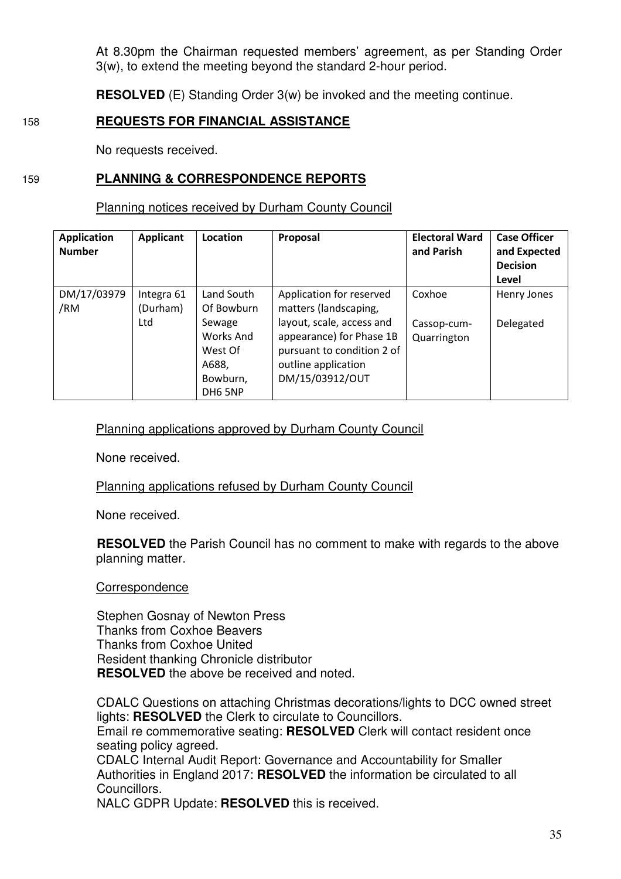At 8.30pm the Chairman requested members' agreement, as per Standing Order 3(w), to extend the meeting beyond the standard 2-hour period.

**RESOLVED** (E) Standing Order 3(w) be invoked and the meeting continue.

## 158 REQUESTS FOR FINANCIAL ASSISTANCE

No requests received.

## 159 PLANNING & CORRESPONDENCE REPORTS

Planning notices received by Durham County Council

| Application Number | Applicant | Location | Proposal | Electoral Ward and Parish | Case Officer and Expected Decision Level |
|---|---|---|---|---|---|
| DM/17/03979/RM | Integra 61 (Durham) Ltd | Land South Of Bowburn Sewage Works And West Of A688, Bowburn, DH6 5NP | Application for reserved matters (landscaping, layout, scale, access and appearance) for Phase 1B pursuant to condition 2 of outline application DM/15/03912/OUT | Coxhoe<br><br>Cassop-cum-Quarrington | Henry Jones<br><br>Delegated |

Planning applications approved by Durham County Council

None received.

Planning applications refused by Durham County Council

None received.

**RESOLVED** the Parish Council has no comment to make with regards to the above planning matter.

Correspondence

Stephen Gosnay of Newton Press
Thanks from Coxhoe Beavers
Thanks from Coxhoe United
Resident thanking Chronicle distributor
**RESOLVED** the above be received and noted.

CDALC Questions on attaching Christmas decorations/lights to DCC owned street lights: **RESOLVED** the Clerk to circulate to Councillors.
Email re commemorative seating: **RESOLVED** Clerk will contact resident once seating policy agreed.
CDALC Internal Audit Report: Governance and Accountability for Smaller Authorities in England 2017: **RESOLVED** the information be circulated to all Councillors.
NALC GDPR Update: **RESOLVED** this is received.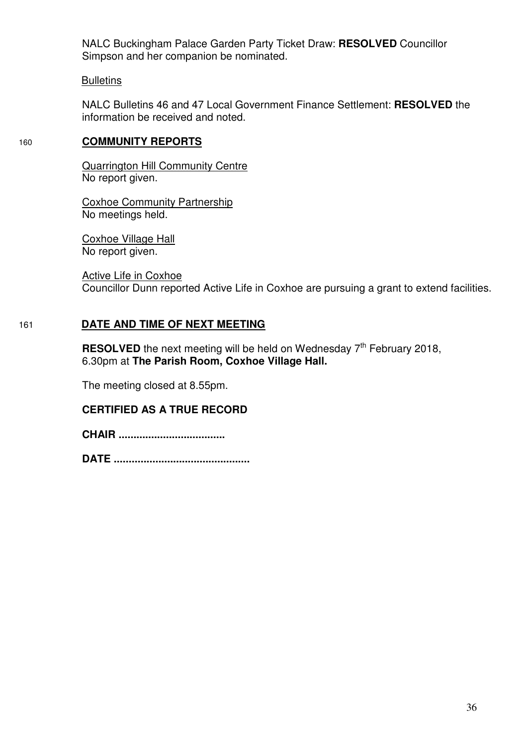NALC Buckingham Palace Garden Party Ticket Draw: **RESOLVED** Councillor Simpson and her companion be nominated.

Bulletins

NALC Bulletins 46 and 47 Local Government Finance Settlement: **RESOLVED** the information be received and noted.

## 160 COMMUNITY REPORTS

Quarrington Hill Community Centre
No report given.

Coxhoe Community Partnership
No meetings held.

Coxhoe Village Hall
No report given.

Active Life in Coxhoe
Councillor Dunn reported Active Life in Coxhoe are pursuing a grant to extend facilities.

## 161 DATE AND TIME OF NEXT MEETING

**RESOLVED** the next meeting will be held on Wednesday 7th February 2018, 6.30pm at **The Parish Room, Coxhoe Village Hall.**

The meeting closed at 8.55pm.

**CERTIFIED AS A TRUE RECORD**

**CHAIR ....................................**

**DATE ..............................................**